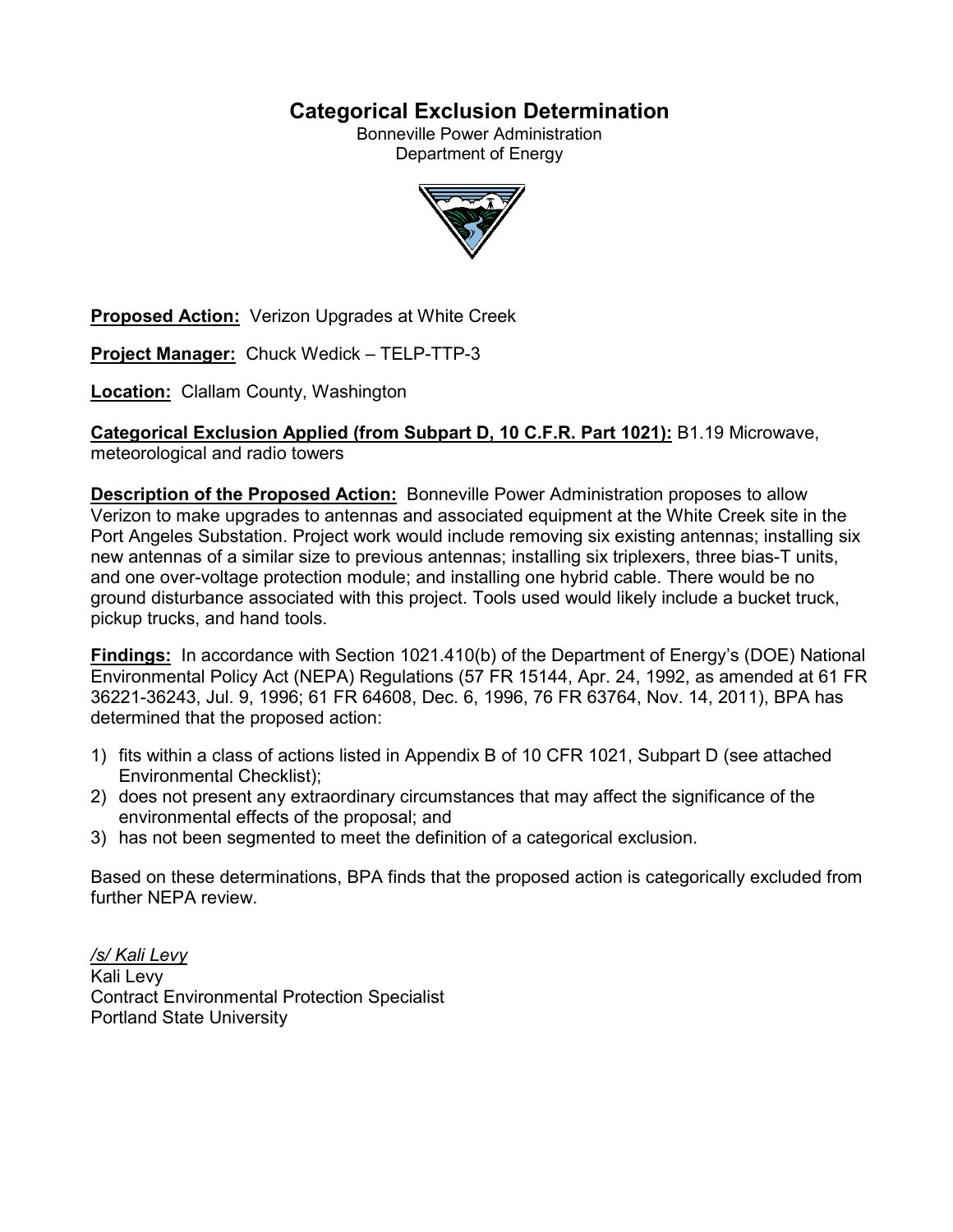# Categorical Exclusion Determination

Bonneville Power Administration
Department of Energy

**Proposed Action:** Verizon Upgrades at White Creek

**Project Manager:** Chuck Wedick – TELP-TTP-3

**Location:** Clallam County, Washington

**Categorical Exclusion Applied (from Subpart D, 10 C.F.R. Part 1021):** B1.19 Microwave, meteorological and radio towers

**Description of the Proposed Action:** Bonneville Power Administration proposes to allow Verizon to make upgrades to antennas and associated equipment at the White Creek site in the Port Angeles Substation. Project work would include removing six existing antennas; installing six new antennas of a similar size to previous antennas; installing six triplexers, three bias-T units, and one over-voltage protection module; and installing one hybrid cable. There would be no ground disturbance associated with this project. Tools used would likely include a bucket truck, pickup trucks, and hand tools.

**Findings:** In accordance with Section 1021.410(b) of the Department of Energy's (DOE) National Environmental Policy Act (NEPA) Regulations (57 FR 15144, Apr. 24, 1992, as amended at 61 FR 36221-36243, Jul. 9, 1996; 61 FR 64608, Dec. 6, 1996, 76 FR 63764, Nov. 14, 2011), BPA has determined that the proposed action:

1) fits within a class of actions listed in Appendix B of 10 CFR 1021, Subpart D (see attached Environmental Checklist);
2) does not present any extraordinary circumstances that may affect the significance of the environmental effects of the proposal; and
3) has not been segmented to meet the definition of a categorical exclusion.

Based on these determinations, BPA finds that the proposed action is categorically excluded from further NEPA review.

*/s/ Kali Levy*
Kali Levy
Contract Environmental Protection Specialist
Portland State University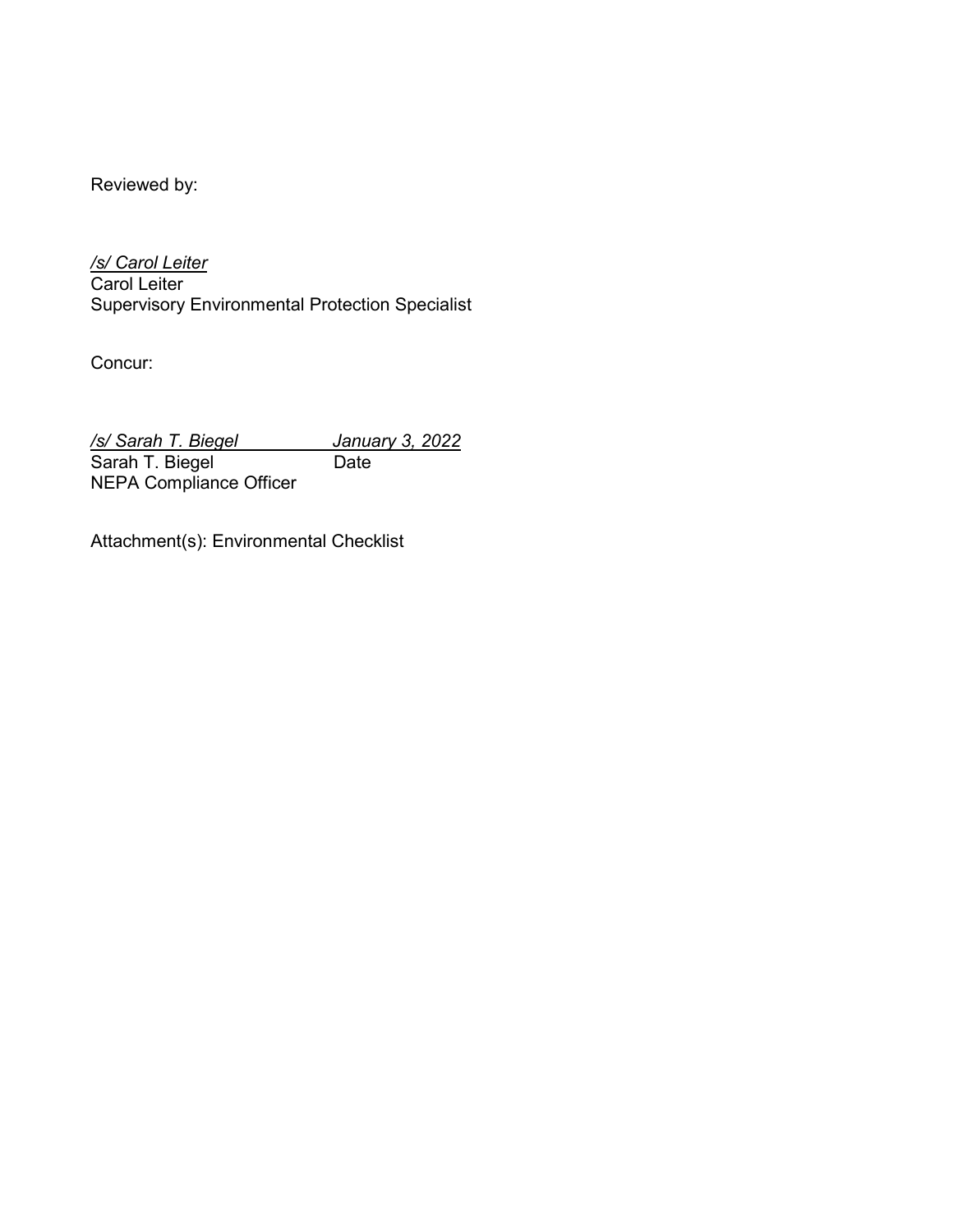Reviewed by:

*/s/ Carol Leiter*
Carol Leiter
Supervisory Environmental Protection Specialist

Concur:

*/s/ Sarah T. Biegel* *January 3, 2022*
Sarah T. Biegel Date
NEPA Compliance Officer

Attachment(s): Environmental Checklist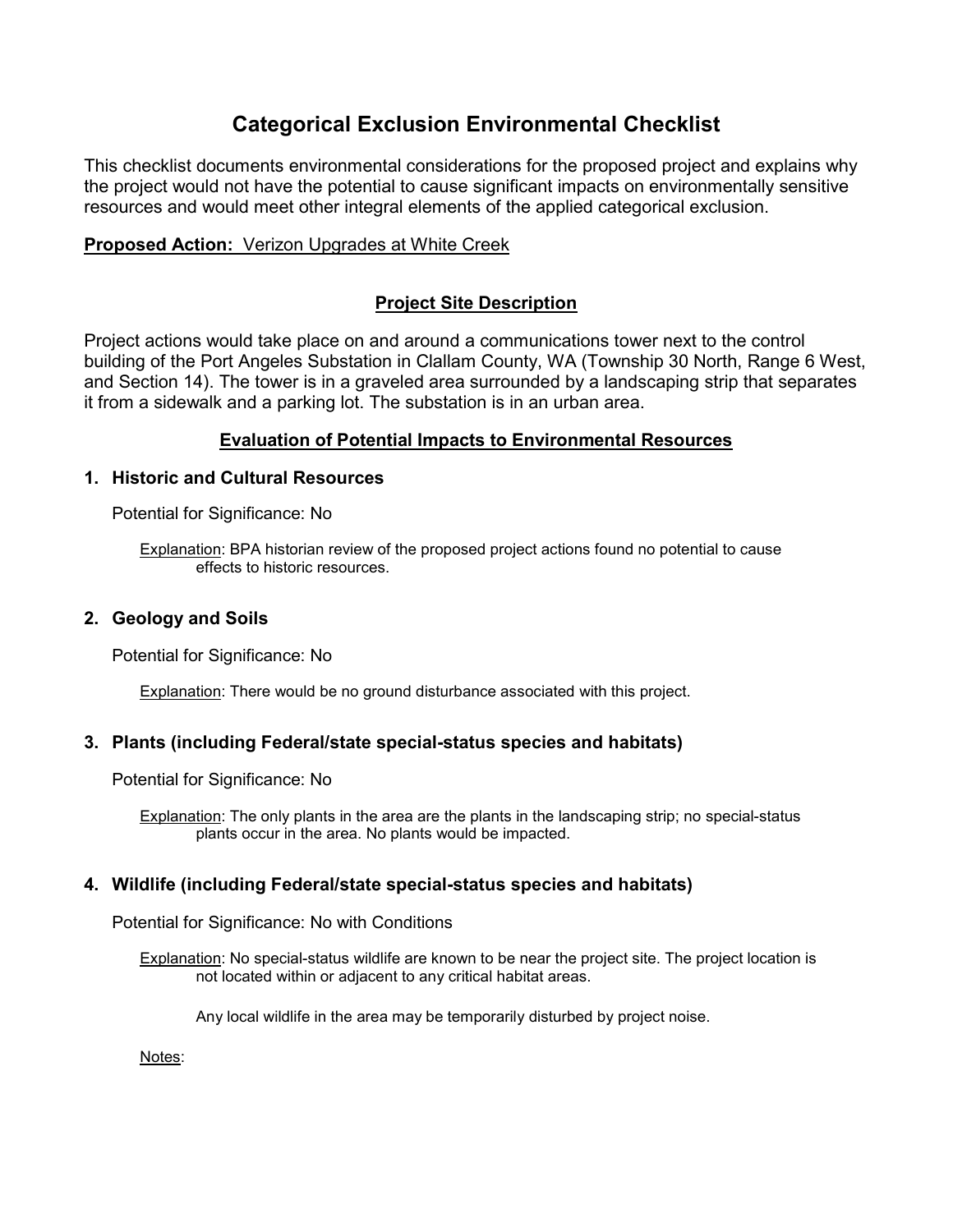# Categorical Exclusion Environmental Checklist

This checklist documents environmental considerations for the proposed project and explains why the project would not have the potential to cause significant impacts on environmentally sensitive resources and would meet other integral elements of the applied categorical exclusion.

**Proposed Action:** Verizon Upgrades at White Creek

## Project Site Description

Project actions would take place on and around a communications tower next to the control building of the Port Angeles Substation in Clallam County, WA (Township 30 North, Range 6 West, and Section 14). The tower is in a graveled area surrounded by a landscaping strip that separates it from a sidewalk and a parking lot. The substation is in an urban area.

## Evaluation of Potential Impacts to Environmental Resources

### 1. Historic and Cultural Resources

Potential for Significance: No

Explanation: BPA historian review of the proposed project actions found no potential to cause effects to historic resources.

### 2. Geology and Soils

Potential for Significance: No

Explanation: There would be no ground disturbance associated with this project.

### 3. Plants (including Federal/state special-status species and habitats)

Potential for Significance: No

Explanation: The only plants in the area are the plants in the landscaping strip; no special-status plants occur in the area. No plants would be impacted.

### 4. Wildlife (including Federal/state special-status species and habitats)

Potential for Significance: No with Conditions

Explanation: No special-status wildlife are known to be near the project site. The project location is not located within or adjacent to any critical habitat areas.

Any local wildlife in the area may be temporarily disturbed by project noise.

Notes: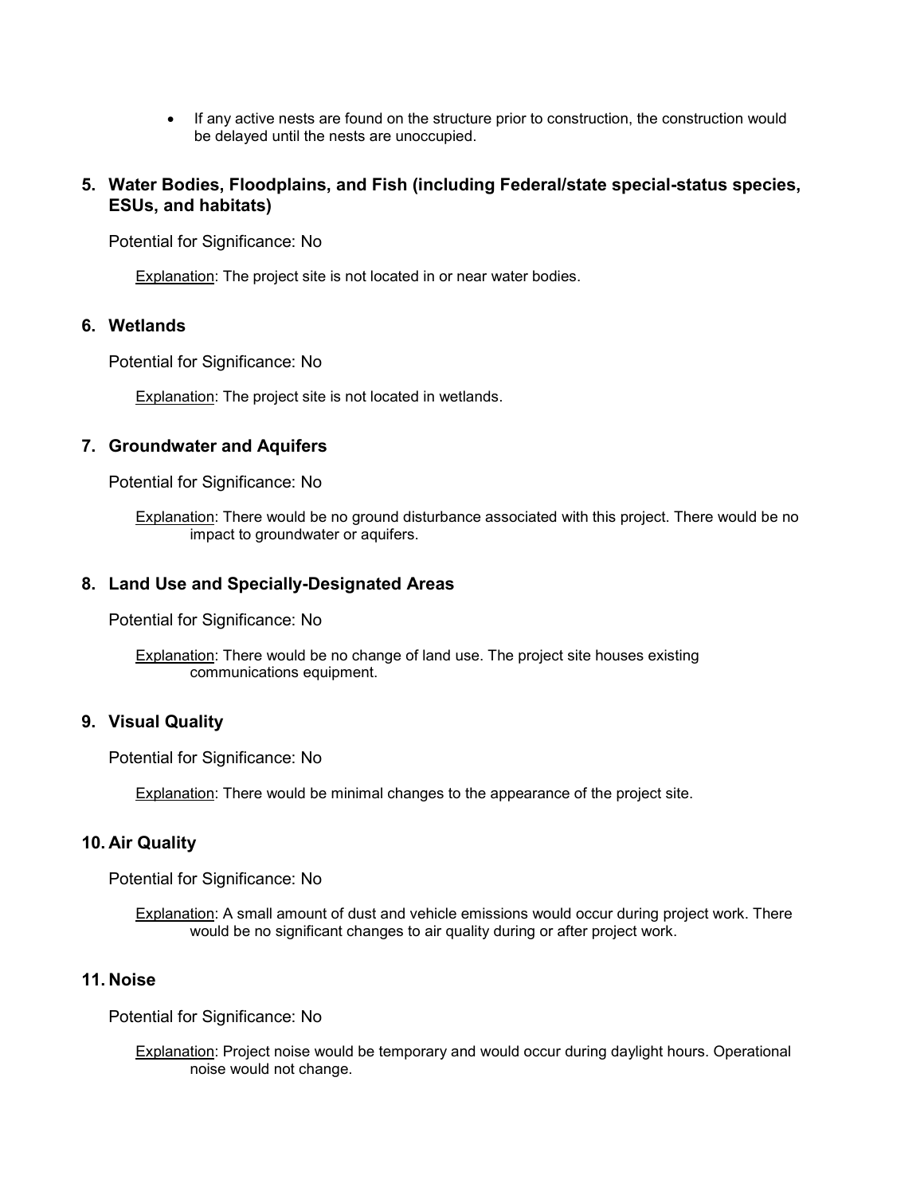- If any active nests are found on the structure prior to construction, the construction would be delayed until the nests are unoccupied.

## 5. Water Bodies, Floodplains, and Fish (including Federal/state special-status species, ESUs, and habitats)

Potential for Significance: No

Explanation: The project site is not located in or near water bodies.

## 6. Wetlands

Potential for Significance: No

Explanation: The project site is not located in wetlands.

## 7. Groundwater and Aquifers

Potential for Significance: No

Explanation: There would be no ground disturbance associated with this project. There would be no impact to groundwater or aquifers.

## 8. Land Use and Specially-Designated Areas

Potential for Significance: No

Explanation: There would be no change of land use. The project site houses existing communications equipment.

## 9. Visual Quality

Potential for Significance: No

Explanation: There would be minimal changes to the appearance of the project site.

## 10. Air Quality

Potential for Significance: No

Explanation: A small amount of dust and vehicle emissions would occur during project work. There would be no significant changes to air quality during or after project work.

## 11. Noise

Potential for Significance: No

Explanation: Project noise would be temporary and would occur during daylight hours. Operational noise would not change.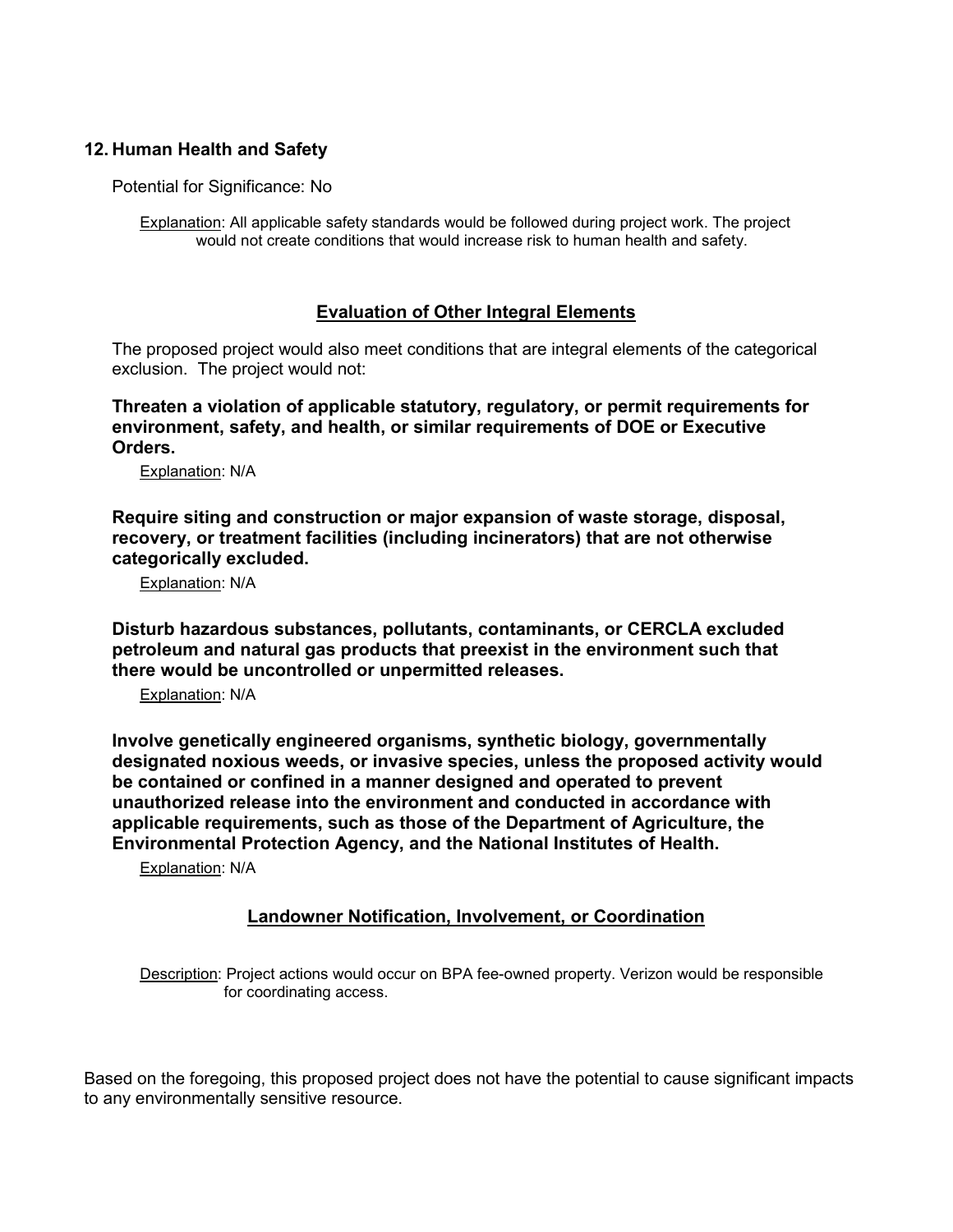## 12. Human Health and Safety

Potential for Significance: No

Explanation: All applicable safety standards would be followed during project work. The project would not create conditions that would increase risk to human health and safety.

## Evaluation of Other Integral Elements

The proposed project would also meet conditions that are integral elements of the categorical exclusion. The project would not:

**Threaten a violation of applicable statutory, regulatory, or permit requirements for environment, safety, and health, or similar requirements of DOE or Executive Orders.**

Explanation: N/A

**Require siting and construction or major expansion of waste storage, disposal, recovery, or treatment facilities (including incinerators) that are not otherwise categorically excluded.**

Explanation: N/A

**Disturb hazardous substances, pollutants, contaminants, or CERCLA excluded petroleum and natural gas products that preexist in the environment such that there would be uncontrolled or unpermitted releases.**

Explanation: N/A

**Involve genetically engineered organisms, synthetic biology, governmentally designated noxious weeds, or invasive species, unless the proposed activity would be contained or confined in a manner designed and operated to prevent unauthorized release into the environment and conducted in accordance with applicable requirements, such as those of the Department of Agriculture, the Environmental Protection Agency, and the National Institutes of Health.**

Explanation: N/A

## Landowner Notification, Involvement, or Coordination

Description: Project actions would occur on BPA fee-owned property. Verizon would be responsible for coordinating access.

Based on the foregoing, this proposed project does not have the potential to cause significant impacts to any environmentally sensitive resource.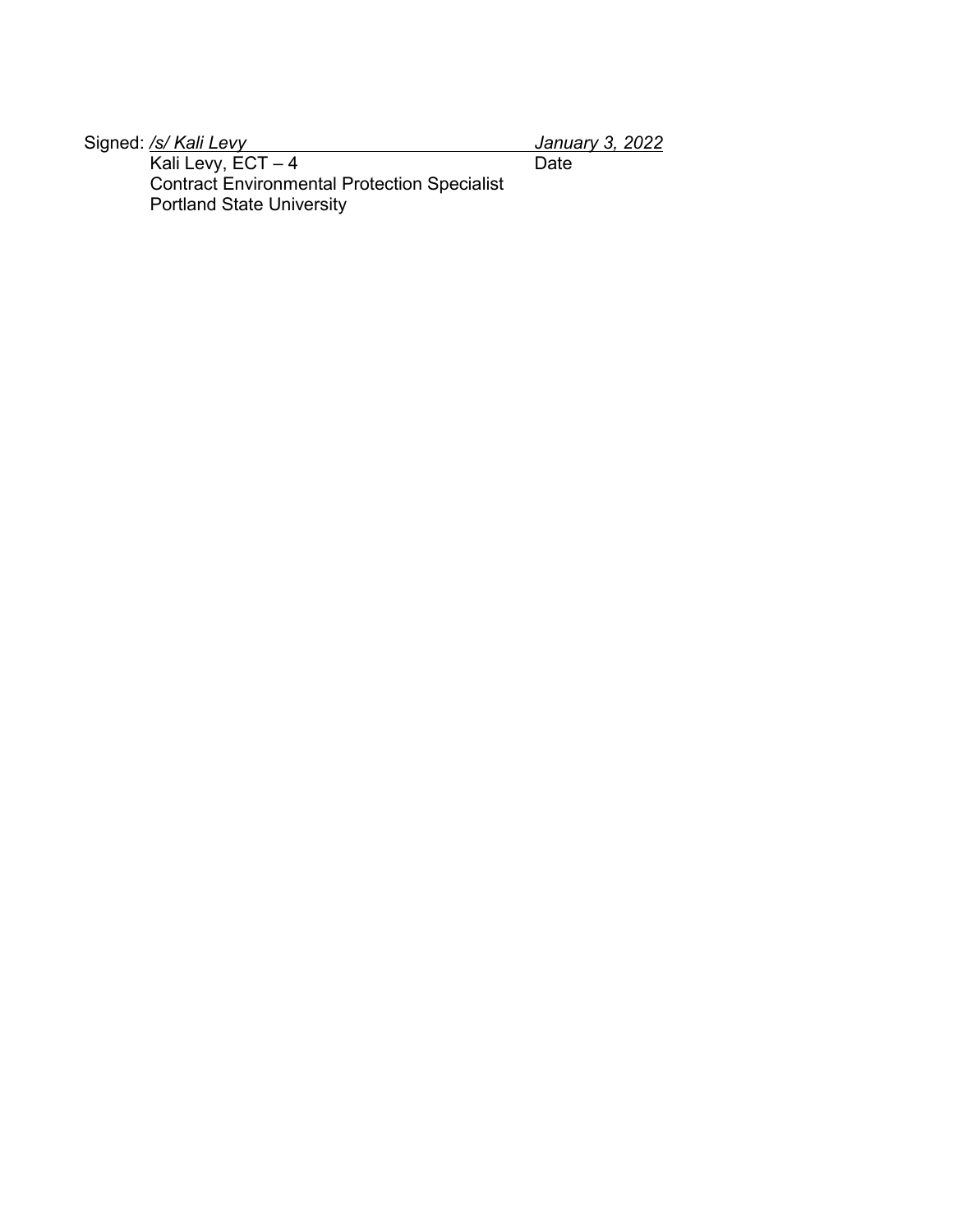Signed: *<u>/s/ Kali Levy</u>* *<u>January 3, 2022</u>*

Kali Levy, ECT – 4 Date

Contract Environmental Protection Specialist

Portland State University